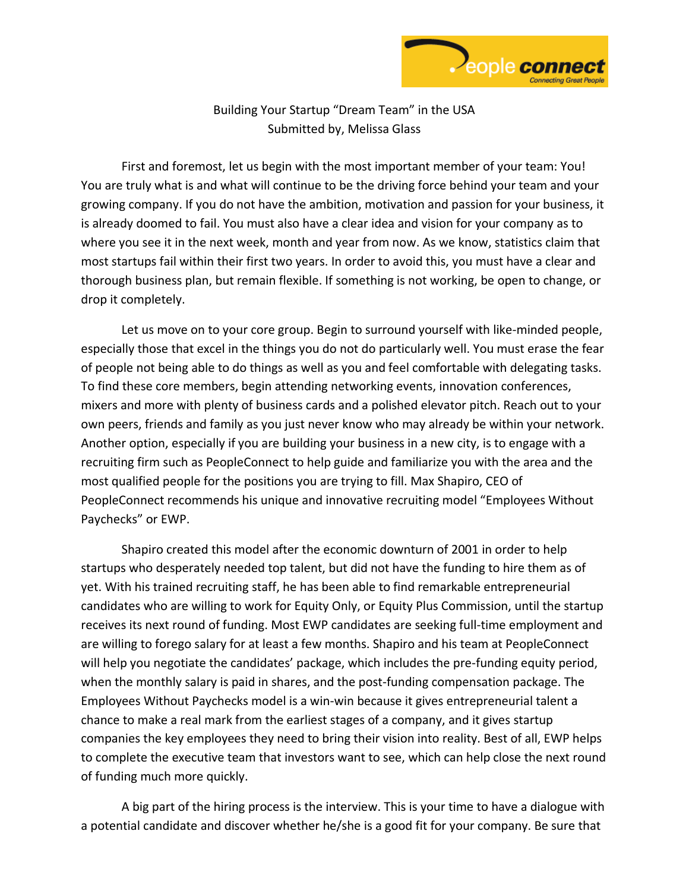# Building Your Startup "Dream Team" in the USA

Submitted by, Melissa Glass

First and foremost, let us begin with the most important member of your team: You! You are truly what is and what will continue to be the driving force behind your team and your growing company. If you do not have the ambition, motivation and passion for your business, it is already doomed to fail. You must also have a clear idea and vision for your company as to where you see it in the next week, month and year from now. As we know, statistics claim that most startups fail within their first two years. In order to avoid this, you must have a clear and thorough business plan, but remain flexible. If something is not working, be open to change, or drop it completely.

Let us move on to your core group. Begin to surround yourself with like-minded people, especially those that excel in the things you do not do particularly well. You must erase the fear of people not being able to do things as well as you and feel comfortable with delegating tasks. To find these core members, begin attending networking events, innovation conferences, mixers and more with plenty of business cards and a polished elevator pitch. Reach out to your own peers, friends and family as you just never know who may already be within your network. Another option, especially if you are building your business in a new city, is to engage with a recruiting firm such as PeopleConnect to help guide and familiarize you with the area and the most qualified people for the positions you are trying to fill. Max Shapiro, CEO of PeopleConnect recommends his unique and innovative recruiting model "Employees Without Paychecks" or EWP.

Shapiro created this model after the economic downturn of 2001 in order to help startups who desperately needed top talent, but did not have the funding to hire them as of yet. With his trained recruiting staff, he has been able to find remarkable entrepreneurial candidates who are willing to work for Equity Only, or Equity Plus Commission, until the startup receives its next round of funding. Most EWP candidates are seeking full-time employment and are willing to forego salary for at least a few months. Shapiro and his team at PeopleConnect will help you negotiate the candidates' package, which includes the pre-funding equity period, when the monthly salary is paid in shares, and the post-funding compensation package. The Employees Without Paychecks model is a win-win because it gives entrepreneurial talent a chance to make a real mark from the earliest stages of a company, and it gives startup companies the key employees they need to bring their vision into reality. Best of all, EWP helps to complete the executive team that investors want to see, which can help close the next round of funding much more quickly.

A big part of the hiring process is the interview. This is your time to have a dialogue with a potential candidate and discover whether he/she is a good fit for your company. Be sure that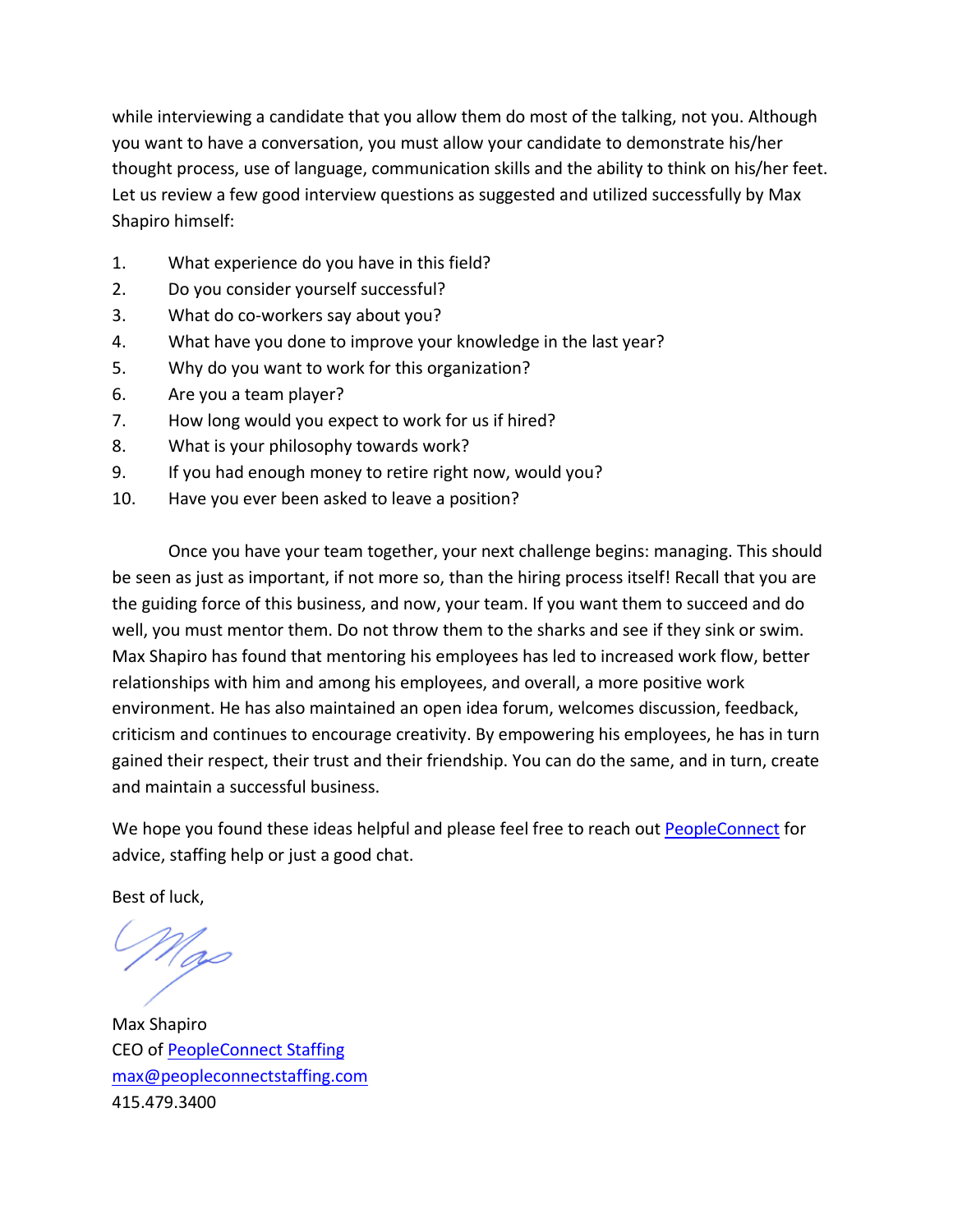while interviewing a candidate that you allow them do most of the talking, not you. Although you want to have a conversation, you must allow your candidate to demonstrate his/her thought process, use of language, communication skills and the ability to think on his/her feet. Let us review a few good interview questions as suggested and utilized successfully by Max Shapiro himself:

1. What experience do you have in this field?
2. Do you consider yourself successful?
3. What do co-workers say about you?
4. What have you done to improve your knowledge in the last year?
5. Why do you want to work for this organization?
6. Are you a team player?
7. How long would you expect to work for us if hired?
8. What is your philosophy towards work?
9. If you had enough money to retire right now, would you?
10. Have you ever been asked to leave a position?

Once you have your team together, your next challenge begins: managing. This should be seen as just as important, if not more so, than the hiring process itself! Recall that you are the guiding force of this business, and now, your team. If you want them to succeed and do well, you must mentor them. Do not throw them to the sharks and see if they sink or swim. Max Shapiro has found that mentoring his employees has led to increased work flow, better relationships with him and among his employees, and overall, a more positive work environment. He has also maintained an open idea forum, welcomes discussion, feedback, criticism and continues to encourage creativity. By empowering his employees, he has in turn gained their respect, their trust and their friendship. You can do the same, and in turn, create and maintain a successful business.

We hope you found these ideas helpful and please feel free to reach out PeopleConnect for advice, staffing help or just a good chat.

Best of luck,

Max Shapiro
CEO of PeopleConnect Staffing
max@peopleconnectstaffing.com
415.479.3400